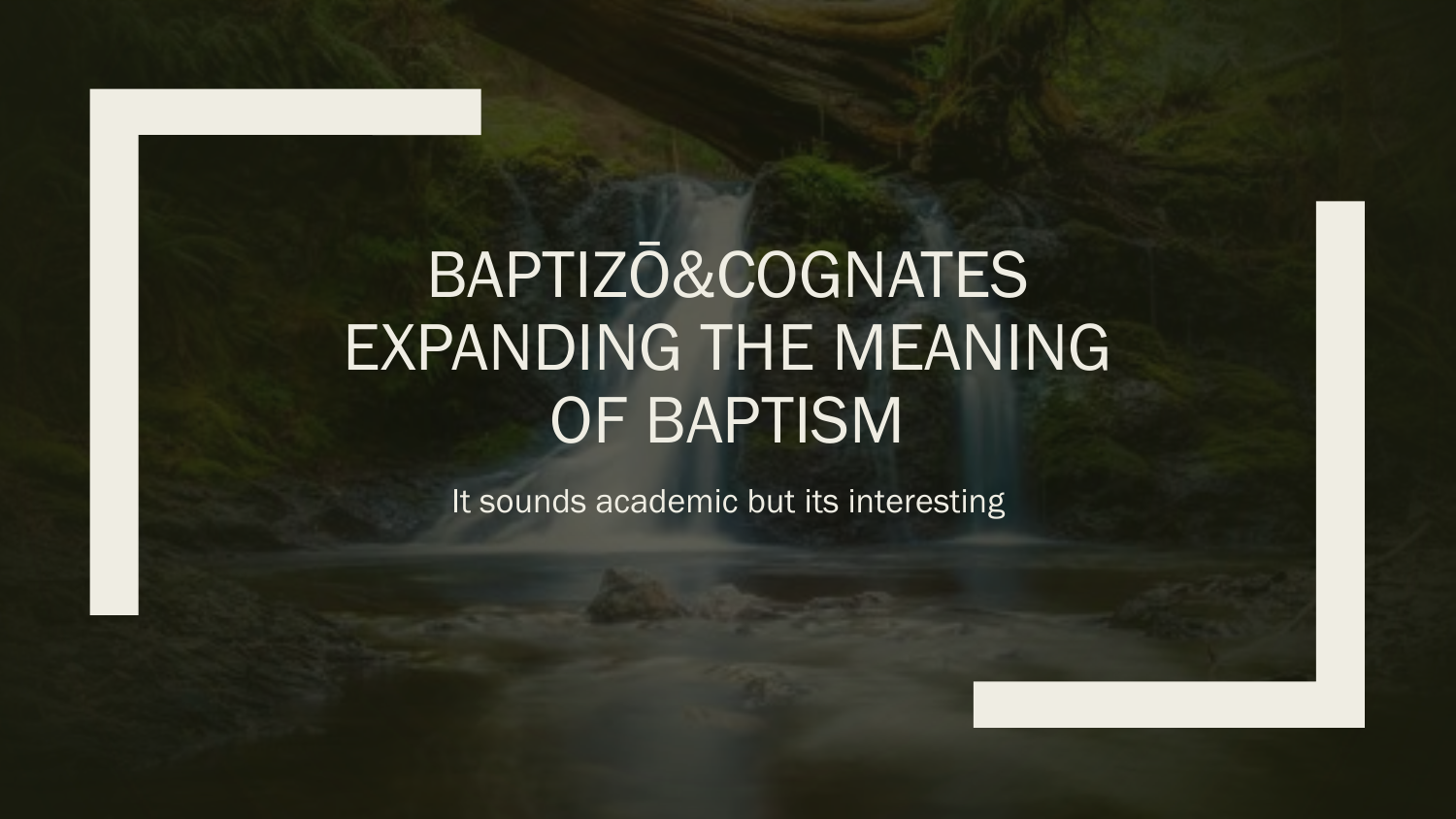# BAPTIZŌ&COGNATES EXPANDING THE MEANING OF BAPTISM

It sounds academic but its interesting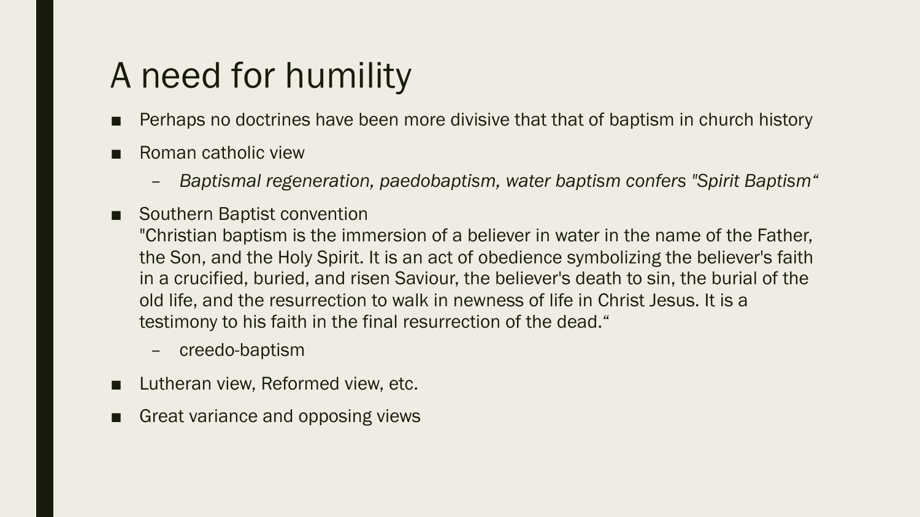# A need for humility

- Perhaps no doctrines have been more divisive that that of baptism in church history
- Roman catholic view
  - *Baptismal regeneration, paedobaptism, water baptism confers "Spirit Baptism“*
- Southern Baptist convention
  "Christian baptism is the immersion of a believer in water in the name of the Father, the Son, and the Holy Spirit. It is an act of obedience symbolizing the believer's faith in a crucified, buried, and risen Saviour, the believer's death to sin, the burial of the old life, and the resurrection to walk in newness of life in Christ Jesus. It is a testimony to his faith in the final resurrection of the dead.“
  - creedo-baptism
- Lutheran view, Reformed view, etc.
- Great variance and opposing views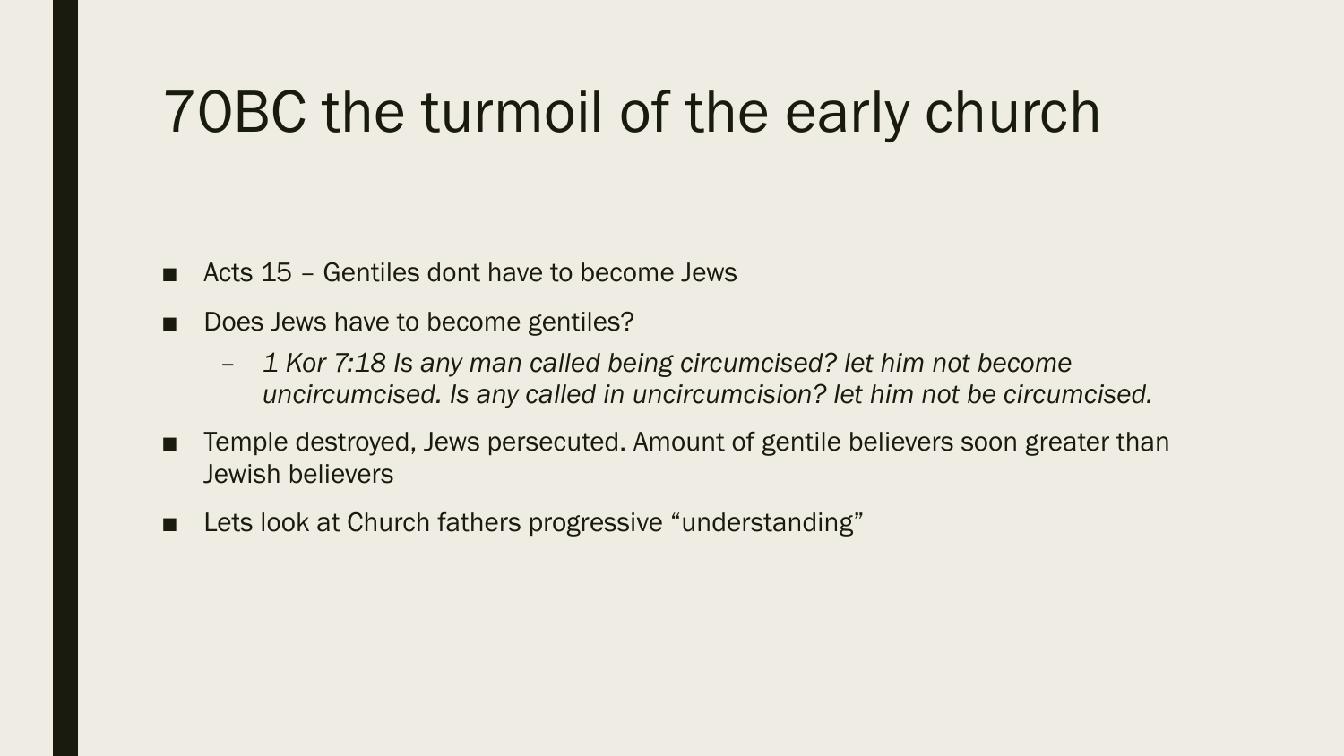# 70BC the turmoil of the early church

- Acts 15 – Gentiles dont have to become Jews
- Does Jews have to become gentiles?
  - *1 Kor 7:18 Is any man called being circumcised? let him not become uncircumcised. Is any called in uncircumcision? let him not be circumcised.*
- Temple destroyed, Jews persecuted. Amount of gentile believers soon greater than Jewish believers
- Lets look at Church fathers progressive “understanding”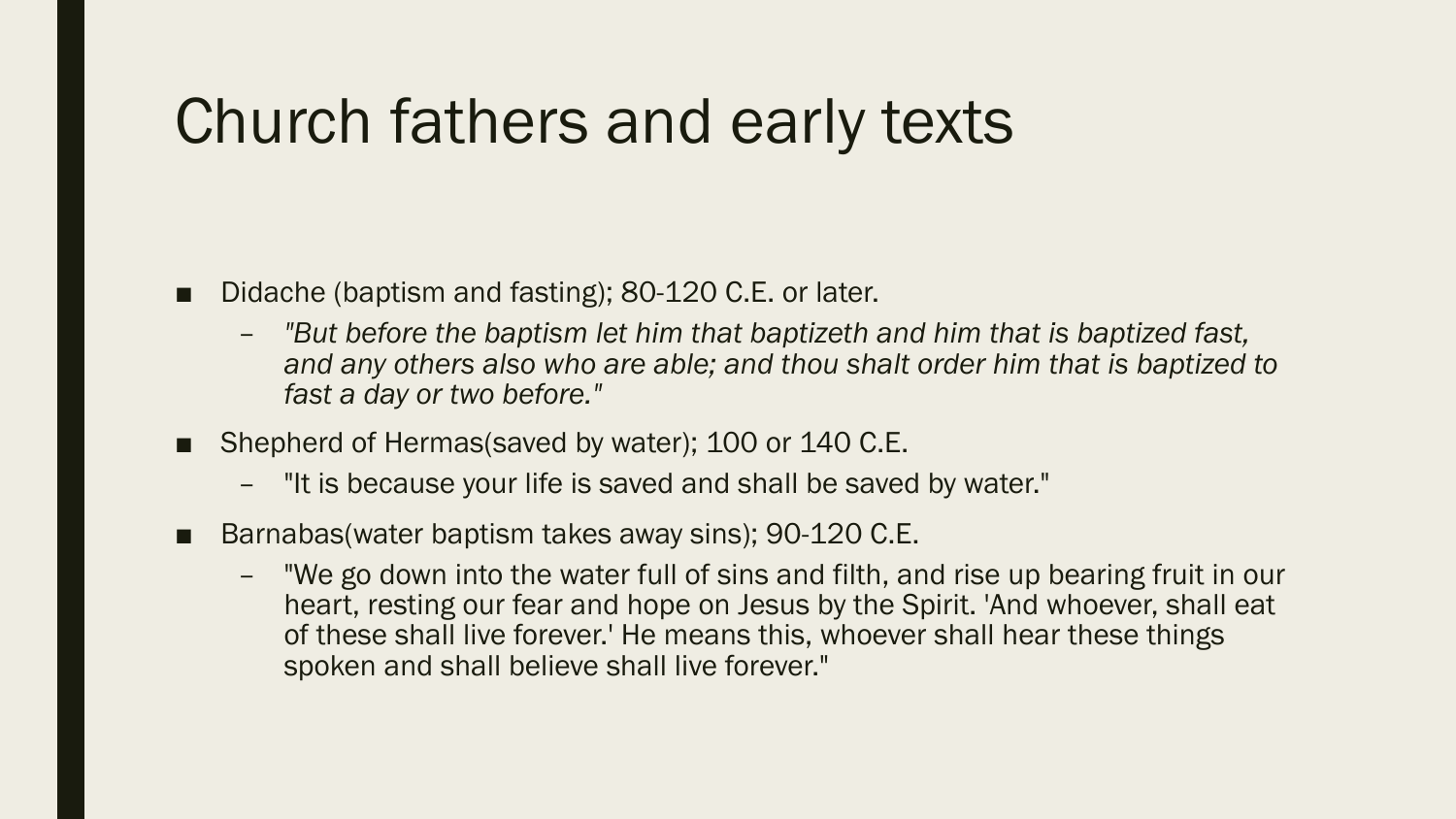# Church fathers and early texts

- Didache (baptism and fasting); 80-120 C.E. or later.
  - *"But before the baptism let him that baptizeth and him that is baptized fast, and any others also who are able; and thou shalt order him that is baptized to fast a day or two before."*
- Shepherd of Hermas(saved by water); 100 or 140 C.E.
  - "It is because your life is saved and shall be saved by water."
- Barnabas(water baptism takes away sins); 90-120 C.E.
  - "We go down into the water full of sins and filth, and rise up bearing fruit in our heart, resting our fear and hope on Jesus by the Spirit. 'And whoever, shall eat of these shall live forever.' He means this, whoever shall hear these things spoken and shall believe shall live forever."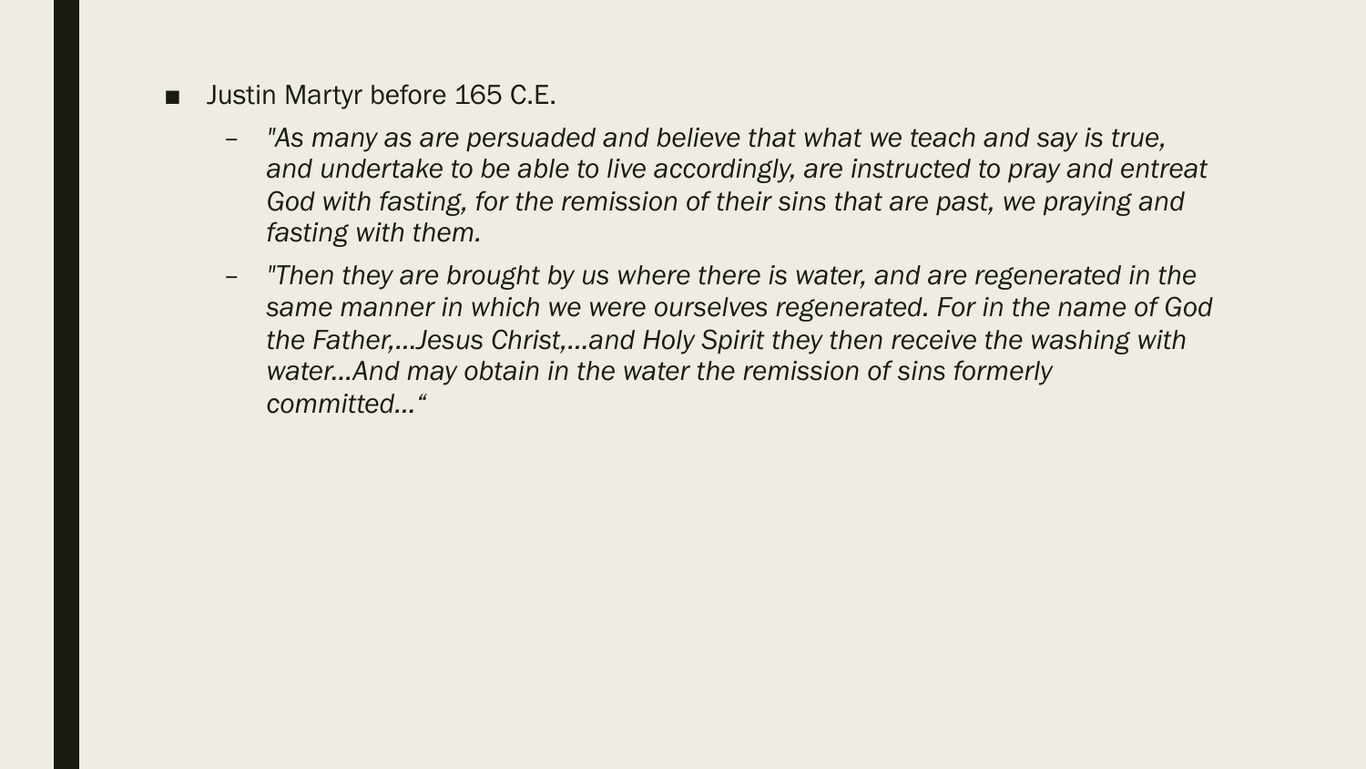- Justin Martyr before 165 C.E.
  - *"As many as are persuaded and believe that what we teach and say is true, and undertake to be able to live accordingly, are instructed to pray and entreat God with fasting, for the remission of their sins that are past, we praying and fasting with them.*
  - *"Then they are brought by us where there is water, and are regenerated in the same manner in which we were ourselves regenerated. For in the name of God the Father,…Jesus Christ,…and Holy Spirit they then receive the washing with water…And may obtain in the water the remission of sins formerly committed…"*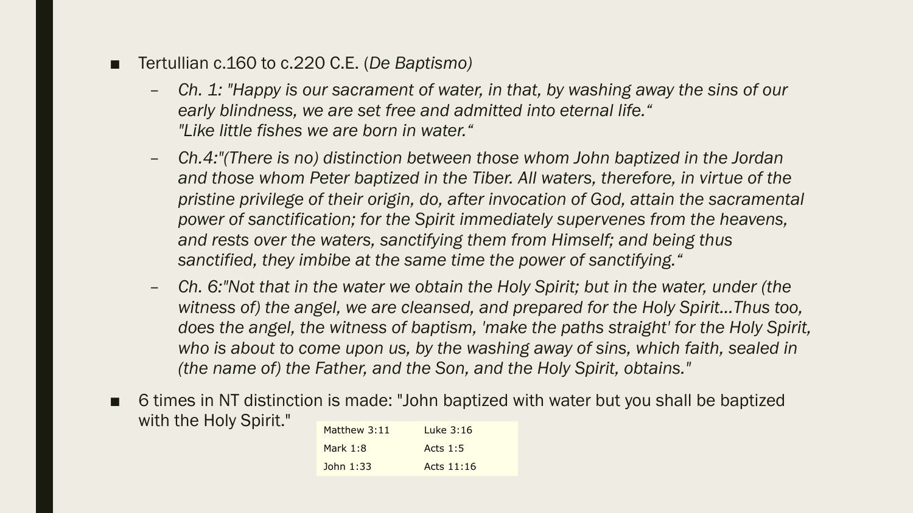- Tertullian c.160 to c.220 C.E. (*De Baptismo)*
  - *Ch. 1: "Happy is our sacrament of water, in that, by washing away the sins of our early blindness, we are set free and admitted into eternal life."*
    *"Like little fishes we are born in water."*
  - *Ch.4:"(There is no) distinction between those whom John baptized in the Jordan and those whom Peter baptized in the Tiber. All waters, therefore, in virtue of the pristine privilege of their origin, do, after invocation of God, attain the sacramental power of sanctification; for the Spirit immediately supervenes from the heavens, and rests over the waters, sanctifying them from Himself; and being thus sanctified, they imbibe at the same time the power of sanctifying."*
  - *Ch. 6:"Not that in the water we obtain the Holy Spirit; but in the water, under (the witness of) the angel, we are cleansed, and prepared for the Holy Spirit…Thus too, does the angel, the witness of baptism, 'make the paths straight' for the Holy Spirit, who is about to come upon us, by the washing away of sins, which faith, sealed in (the name of) the Father, and the Son, and the Holy Spirit, obtains."*
- 6 times in NT distinction is made: "John baptized with water but you shall be baptized with the Holy Spirit."

| | |
|---|---|
| Matthew 3:11 | Luke 3:16 |
| Mark 1:8 | Acts 1:5 |
| John 1:33 | Acts 11:16 |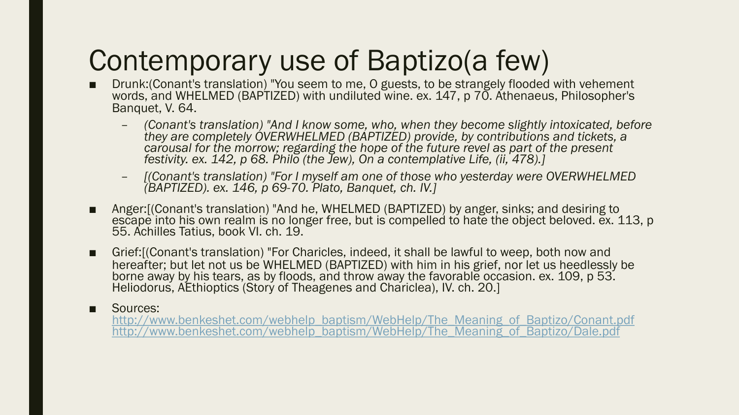# Contemporary use of Baptizo(a few)

- Drunk:(Conant's translation) "You seem to me, O guests, to be strangely flooded with vehement words, and WHELMED (BAPTIZED) with undiluted wine. ex. 147, p 70. Athenaeus, Philosopher's Banquet, V. 64.
  - *(Conant's translation) "And I know some, who, when they become slightly intoxicated, before they are completely OVERWHELMED (BAPTIZED) provide, by contributions and tickets, a carousal for the morrow; regarding the hope of the future revel as part of the present festivity. ex. 142, p 68. Philo (the Jew), On a contemplative Life, (ii, 478).]*
  - *[(Conant's translation) "For I myself am one of those who yesterday were OVERWHELMED (BAPTIZED). ex. 146, p 69-70. Plato, Banquet, ch. IV.]*
- Anger:[(Conant's translation) "And he, WHELMED (BAPTIZED) by anger, sinks; and desiring to escape into his own realm is no longer free, but is compelled to hate the object beloved. ex. 113, p 55. Achilles Tatius, book VI. ch. 19.
- Grief:[(Conant's translation) "For Charicles, indeed, it shall be lawful to weep, both now and hereafter; but let not us be WHELMED (BAPTIZED) with him in his grief, nor let us heedlessly be borne away by his tears, as by floods, and throw away the favorable occasion. ex. 109, p 53. Heliodorus, AEthioptics (Story of Theagenes and Chariclea), IV. ch. 20.]
- Sources:
  http://www.benkeshet.com/webhelp_baptism/WebHelp/The_Meaning_of_Baptizo/Conant.pdf
  http://www.benkeshet.com/webhelp_baptism/WebHelp/The_Meaning_of_Baptizo/Dale.pdf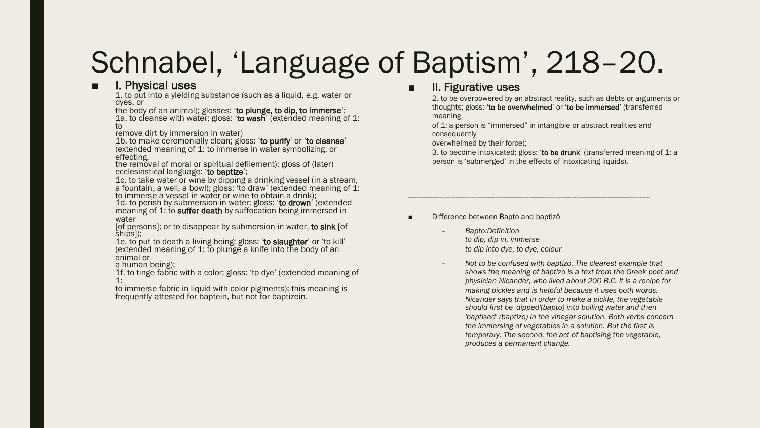# Schnabel, ‘Language of Baptism’, 218–20.

- **I. Physical uses**

  1. to put into a yielding substance (such as a liquid, e.g. water or dyes, or the body of an animal); glosses: ‘**to plunge, to dip, to immerse**’;
  1a. to cleanse with water; gloss: ‘**to wash**’ (extended meaning of 1: to remove dirt by immersion in water)
  1b. to make ceremonially clean; gloss: ‘**to purify**’ or ‘**to cleanse**’ (extended meaning of 1: to immerse in water symbolizing, or effecting, the removal of moral or spiritual defilement); gloss of (later) ecclesiastical language: ‘**to baptize**’;
  1c. to take water or wine by dipping a drinking vessel (in a stream, a fountain, a well, a bowl); gloss: ‘to draw’ (extended meaning of 1: to immerse a vessel in water or wine to obtain a drink);
  1d. to perish by submersion in water; gloss: ‘**to drown**’ (extended meaning of 1: to **suffer death** by suffocation being immersed in water [of persons]; or to disappear by submersion in water, **to sink** [of ships]);
  1e. to put to death a living being; gloss: ‘**to slaughter**’ or ‘to kill’ (extended meaning of 1: to plunge a knife into the body of an animal or a human being);
  1f. to tinge fabric with a color; gloss: ‘to dye’ (extended meaning of 1: to immerse fabric in liquid with color pigments); this meaning is frequently attested for baptein, but not for baptizein.

- **II. Figurative uses**

  2. to be overpowered by an abstract reality, such as debts or arguments or thoughts; gloss: ‘**to be overwhelmed**’ or ‘**to be immersed**’ (transferred meaning of 1: a person is “immersed” in intangible or abstract realities and consequently overwhelmed by their force);
  3. to become intoxicated; gloss: ‘**to be drunk**’ (transferred meaning of 1: a person is ‘submerged’ in the effects of intoxicating liquids).

---

- Difference between Bapto and baptizō
  - *Bapto:Definition*
    *to dip, dip in, immerse*
    *to dip into dye, to dye, colour*
  - *Not to be confused with baptizo. The clearest example that shows the meaning of baptizo is a text from the Greek poet and physician Nicander, who lived about 200 B.C. It is a recipe for making pickles and is helpful because it uses both words. Nicander says that in order to make a pickle, the vegetable should first be 'dipped'(bapto) into boiling water and then 'baptised' (baptizo) in the vinegar solution. Both verbs concern the immersing of vegetables in a solution. But the first is temporary. The second, the act of baptising the vegetable, produces a permanent change.*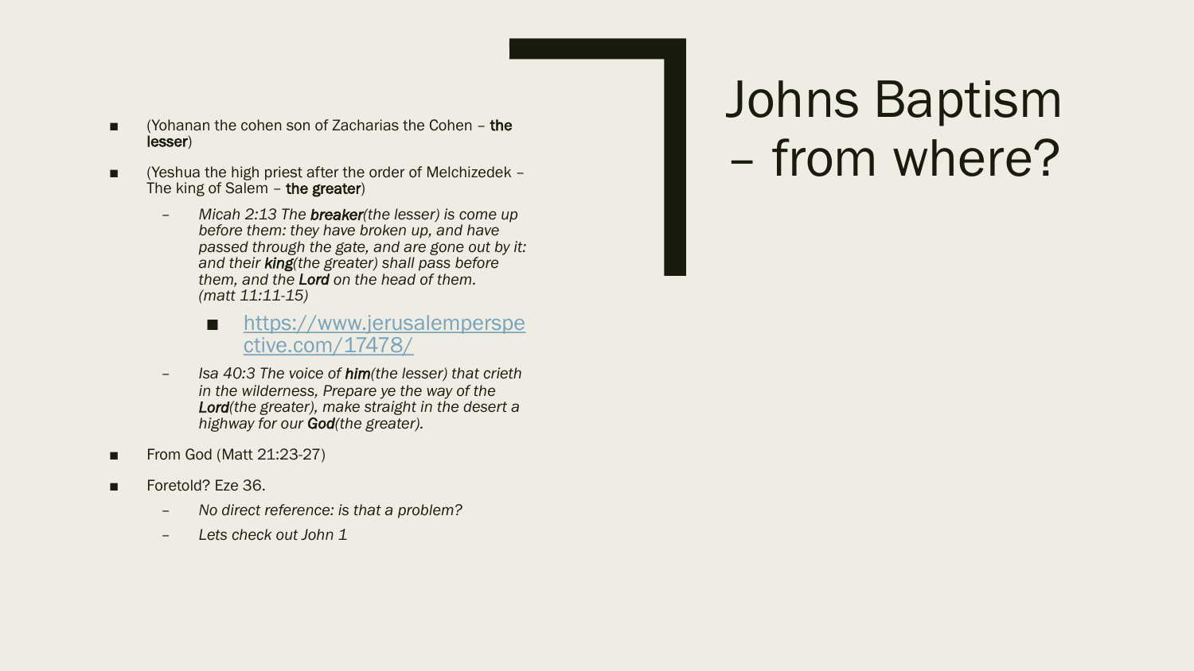# Johns Baptism – from where?

- (Yohanan the cohen son of Zacharias the Cohen – **the lesser**)
- (Yeshua the high priest after the order of Melchizedek – The king of Salem – **the greater**)
  - *Micah 2:13 The **breaker**(the lesser) is come up before them: they have broken up, and have passed through the gate, and are gone out by it: and their **king**(the greater) shall pass before them, and the **Lord** on the head of them. (matt 11:11-15)*
    - https://www.jerusalemperspective.com/17478/
  - *Isa 40:3 The voice of **him**(the lesser) that crieth in the wilderness, Prepare ye the way of the **Lord**(the greater), make straight in the desert a highway for our **God**(the greater).*
- From God (Matt 21:23-27)
- Foretold? Eze 36.
  - *No direct reference: is that a problem?*
  - *Lets check out John 1*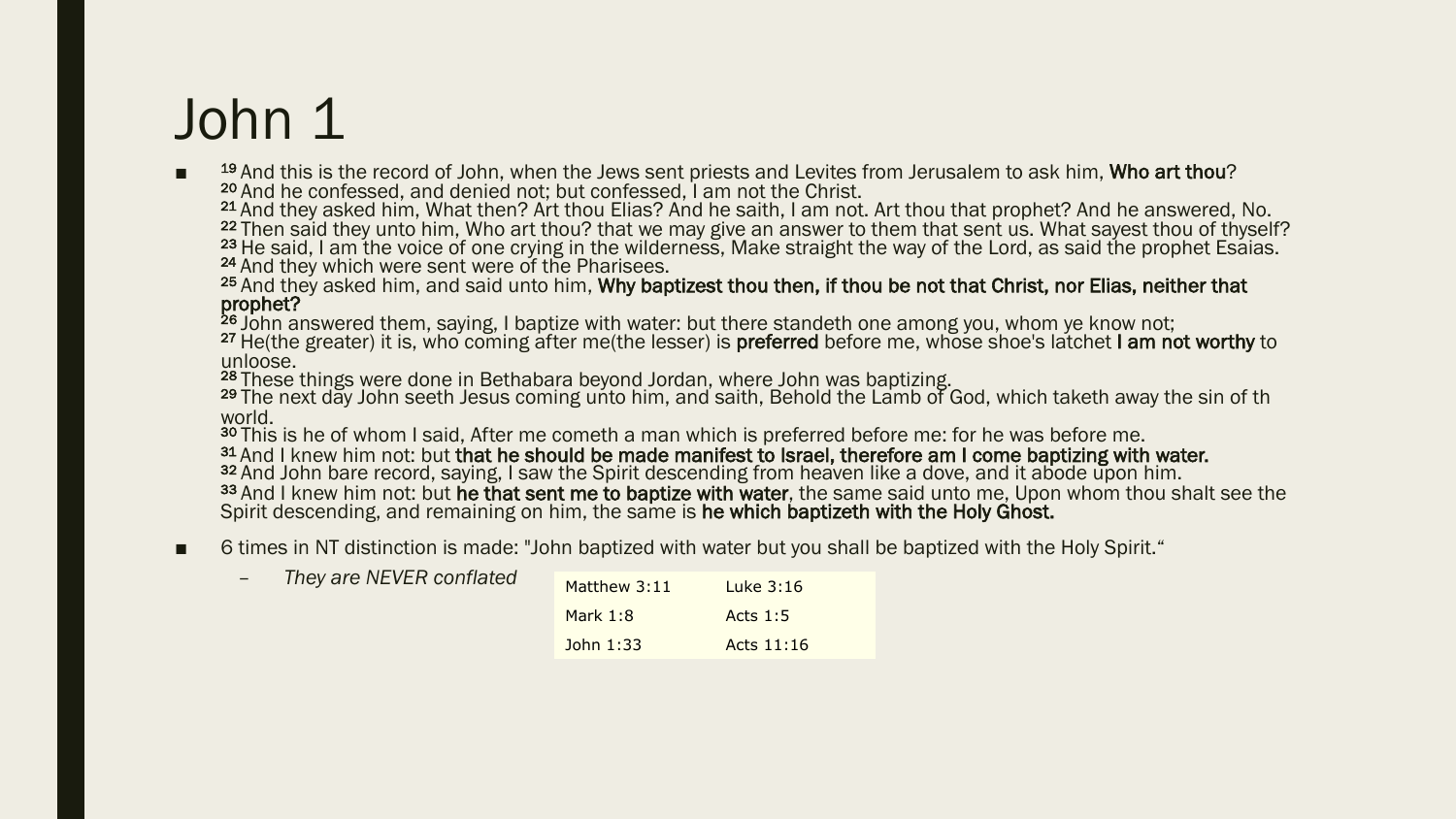# John 1

- [19] And this is the record of John, when the Jews sent priests and Levites from Jerusalem to ask him, **Who art thou**?
  [20] And he confessed, and denied not; but confessed, I am not the Christ.
  [21] And they asked him, What then? Art thou Elias? And he saith, I am not. Art thou that prophet? And he answered, No.
  [22] Then said they unto him, Who art thou? that we may give an answer to them that sent us. What sayest thou of thyself?
  [23] He said, I am the voice of one crying in the wilderness, Make straight the way of the Lord, as said the prophet Esaias.
  [24] And they which were sent were of the Pharisees.
  [25] And they asked him, and said unto him, **Why baptizest thou then, if thou be not that Christ, nor Elias, neither that prophet?**
  [26] John answered them, saying, I baptize with water: but there standeth one among you, whom ye know not;
  [27] He(the greater) it is, who coming after me(the lesser) is **preferred** before me, whose shoe's latchet **I am not worthy** to unloose.
  [28] These things were done in Bethabara beyond Jordan, where John was baptizing.
  [29] The next day John seeth Jesus coming unto him, and saith, Behold the Lamb of God, which taketh away the sin of th world.
  [30] This is he of whom I said, After me cometh a man which is preferred before me: for he was before me.
  [31] And I knew him not: but **that he should be made manifest to Israel, therefore am I come baptizing with water.**
  [32] And John bare record, saying, I saw the Spirit descending from heaven like a dove, and it abode upon him.
  [33] And I knew him not: but **he that sent me to baptize with water**, the same said unto me, Upon whom thou shalt see the Spirit descending, and remaining on him, the same is **he which baptizeth with the Holy Ghost.**

- 6 times in NT distinction is made: "John baptized with water but you shall be baptized with the Holy Spirit."
  - *They are NEVER conflated*

| Matthew 3:11 | Luke 3:16 |
|---|---|
| Mark 1:8 | Acts 1:5 |
| John 1:33 | Acts 11:16 |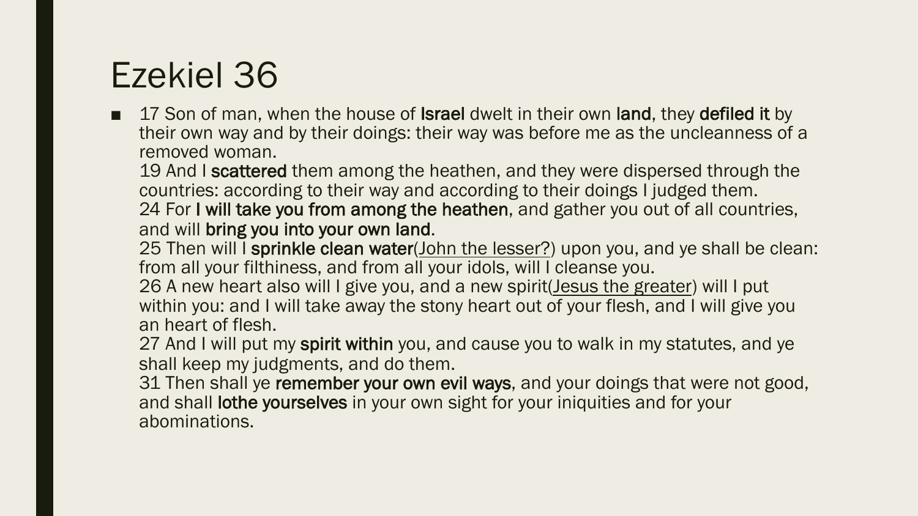# Ezekiel 36

- 17 Son of man, when the house of **Israel** dwelt in their own **land**, they **defiled it** by their own way and by their doings: their way was before me as the uncleanness of a removed woman.
  19 And I **scattered** them among the heathen, and they were dispersed through the countries: according to their way and according to their doings I judged them.
  24 For **I will take you from among the heathen**, and gather you out of all countries, and will **bring you into your own land**.
  25 Then will I **sprinkle clean water**(<u>John the lesser?</u>) upon you, and ye shall be clean: from all your filthiness, and from all your idols, will I cleanse you.
  26 A new heart also will I give you, and a new spirit(<u>Jesus the greater</u>) will I put within you: and I will take away the stony heart out of your flesh, and I will give you an heart of flesh.
  27 And I will put my **spirit within** you, and cause you to walk in my statutes, and ye shall keep my judgments, and do them.
  31 Then shall ye **remember your own evil ways**, and your doings that were not good, and shall **lothe yourselves** in your own sight for your iniquities and for your abominations.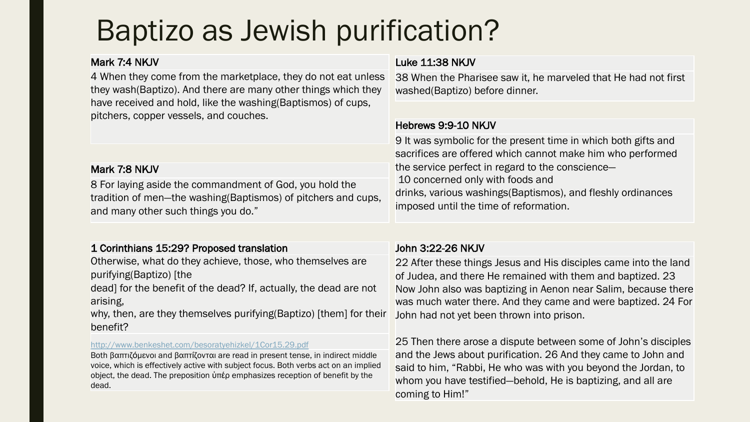# Baptizo as Jewish purification?

**Mark 7:4 NKJV**

4 When they come from the marketplace, they do not eat unless they wash(Baptizo). And there are many other things which they have received and hold, like the washing(Baptismos) of cups, pitchers, copper vessels, and couches.

**Mark 7:8 NKJV**

8 For laying aside the commandment of God, you hold the tradition of men—the washing(Baptismos) of pitchers and cups, and many other such things you do."

**1 Corinthians 15:29? Proposed translation**

Otherwise, what do they achieve, those, who themselves are purifying(Baptizo) [the dead] for the benefit of the dead? If, actually, the dead are not arising,
why, then, are they themselves purifying(Baptizo) [them] for their benefit?

http://www.benkeshet.com/besoratyehizkel/1Cor15.29.pdf

Both βαπτιζόμενοι and βαπτίζονται are read in present tense, in indirect middle voice, which is effectively active with subject focus. Both verbs act on an implied object, the dead. The preposition ὑπέρ emphasizes reception of benefit by the dead.

**Luke 11:38 NKJV**

38 When the Pharisee saw it, he marveled that He had not first washed(Baptizo) before dinner.

**Hebrews 9:9-10 NKJV**

9 It was symbolic for the present time in which both gifts and sacrifices are offered which cannot make him who performed the service perfect in regard to the conscience—
10 concerned only with foods and drinks, various washings(Baptismos), and fleshly ordinances imposed until the time of reformation.

**John 3:22-26 NKJV**

22 After these things Jesus and His disciples came into the land of Judea, and there He remained with them and baptized. 23 Now John also was baptizing in Aenon near Salim, because there was much water there. And they came and were baptized. 24 For John had not yet been thrown into prison.

25 Then there arose a dispute between some of John's disciples and the Jews about purification. 26 And they came to John and said to him, "Rabbi, He who was with you beyond the Jordan, to whom you have testified—behold, He is baptizing, and all are coming to Him!"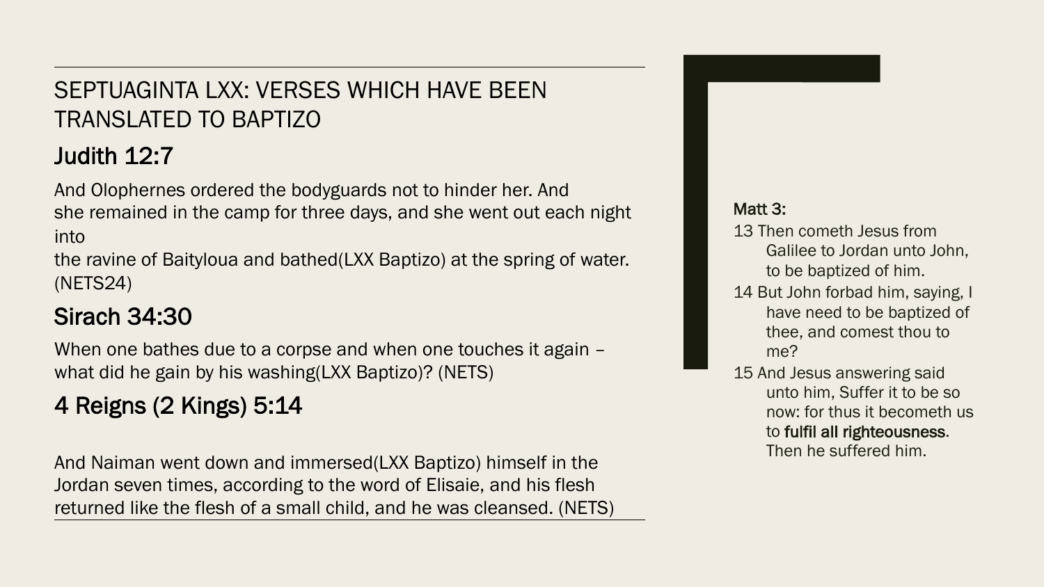# SEPTUAGINTA LXX: VERSES WHICH HAVE BEEN TRANSLATED TO BAPTIZO

## Judith 12:7

And Olophernes ordered the bodyguards not to hinder her. And she remained in the camp for three days, and she went out each night into the ravine of Baityloua and bathed(LXX Baptizo) at the spring of water. (NETS24)

## Sirach 34:30

When one bathes due to a corpse and when one touches it again – what did he gain by his washing(LXX Baptizo)? (NETS)

## 4 Reigns (2 Kings) 5:14

And Naiman went down and immersed(LXX Baptizo) himself in the Jordan seven times, according to the word of Elisaie, and his flesh returned like the flesh of a small child, and he was cleansed. (NETS)

Matt 3:

13 Then cometh Jesus from Galilee to Jordan unto John, to be baptized of him.

14 But John forbad him, saying, I have need to be baptized of thee, and comest thou to me?

15 And Jesus answering said unto him, Suffer it to be so now: for thus it becometh us to **fulfil all righteousness**. Then he suffered him.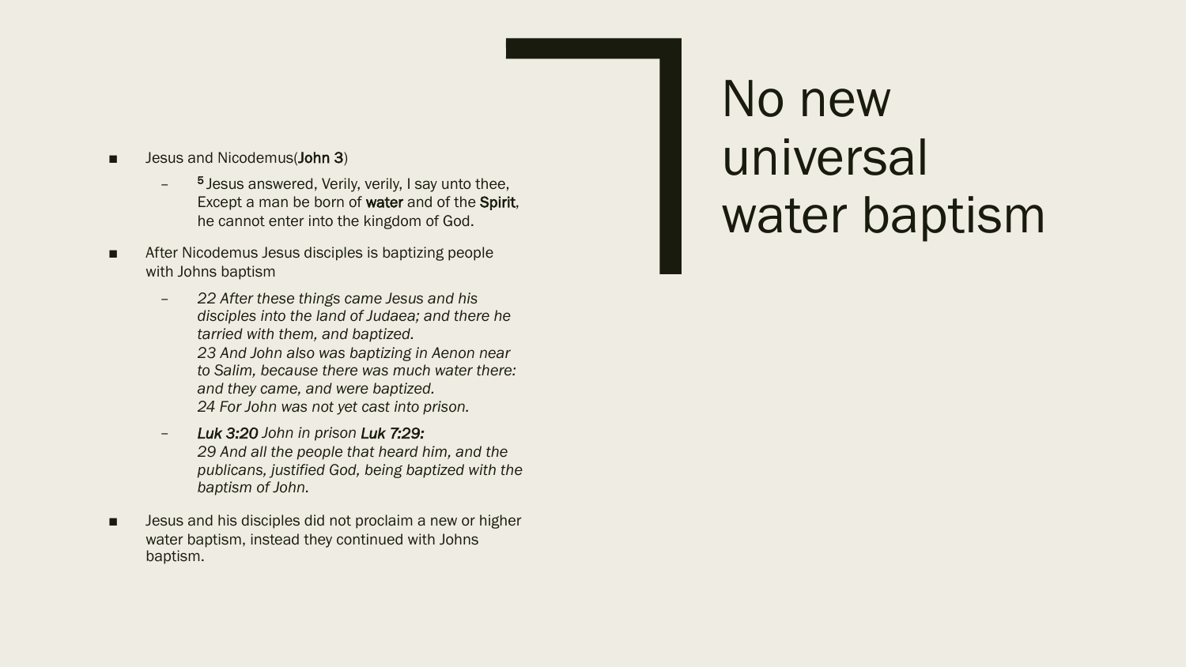# No new universal water baptism

- Jesus and Nicodemus(John 3)
  - [5] Jesus answered, Verily, verily, I say unto thee, Except a man be born of water and of the Spirit, he cannot enter into the kingdom of God.
- After Nicodemus Jesus disciples is baptizing people with Johns baptism
  - *22 After these things came Jesus and his disciples into the land of Judaea; and there he tarried with them, and baptized.*
    *23 And John also was baptizing in Aenon near to Salim, because there was much water there: and they came, and were baptized.*
    *24 For John was not yet cast into prison.*
  - ***Luk 3:20*** *John in prison* ***Luk 7:29:***
    *29 And all the people that heard him, and the publicans, justified God, being baptized with the baptism of John.*
- Jesus and his disciples did not proclaim a new or higher water baptism, instead they continued with Johns baptism.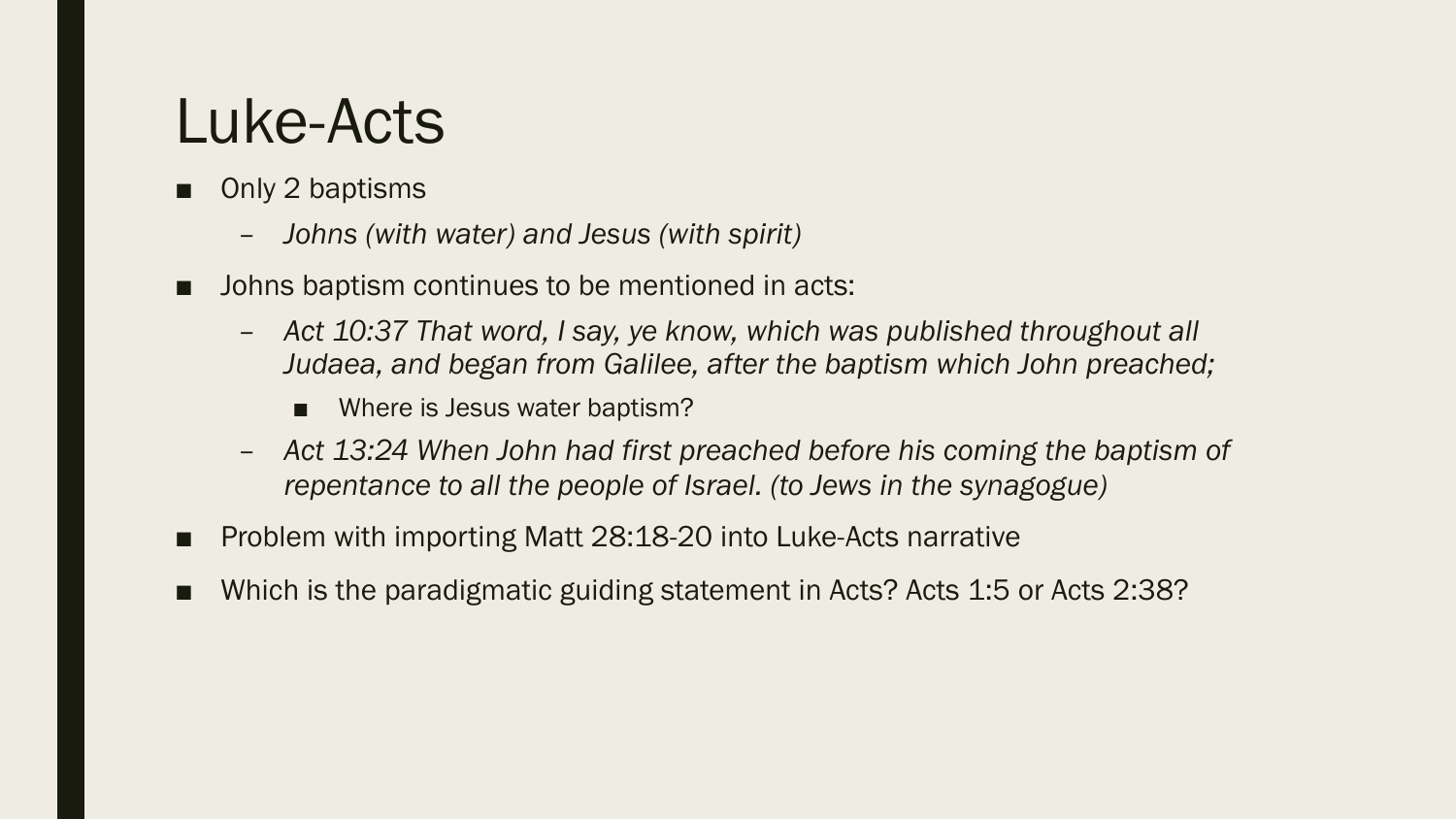# Luke-Acts

- Only 2 baptisms
  - *Johns (with water) and Jesus (with spirit)*
- Johns baptism continues to be mentioned in acts:
  - *Act 10:37 That word, I say, ye know, which was published throughout all Judaea, and began from Galilee, after the baptism which John preached;*
    - Where is Jesus water baptism?
  - *Act 13:24 When John had first preached before his coming the baptism of repentance to all the people of Israel. (to Jews in the synagogue)*
- Problem with importing Matt 28:18-20 into Luke-Acts narrative
- Which is the paradigmatic guiding statement in Acts? Acts 1:5 or Acts 2:38?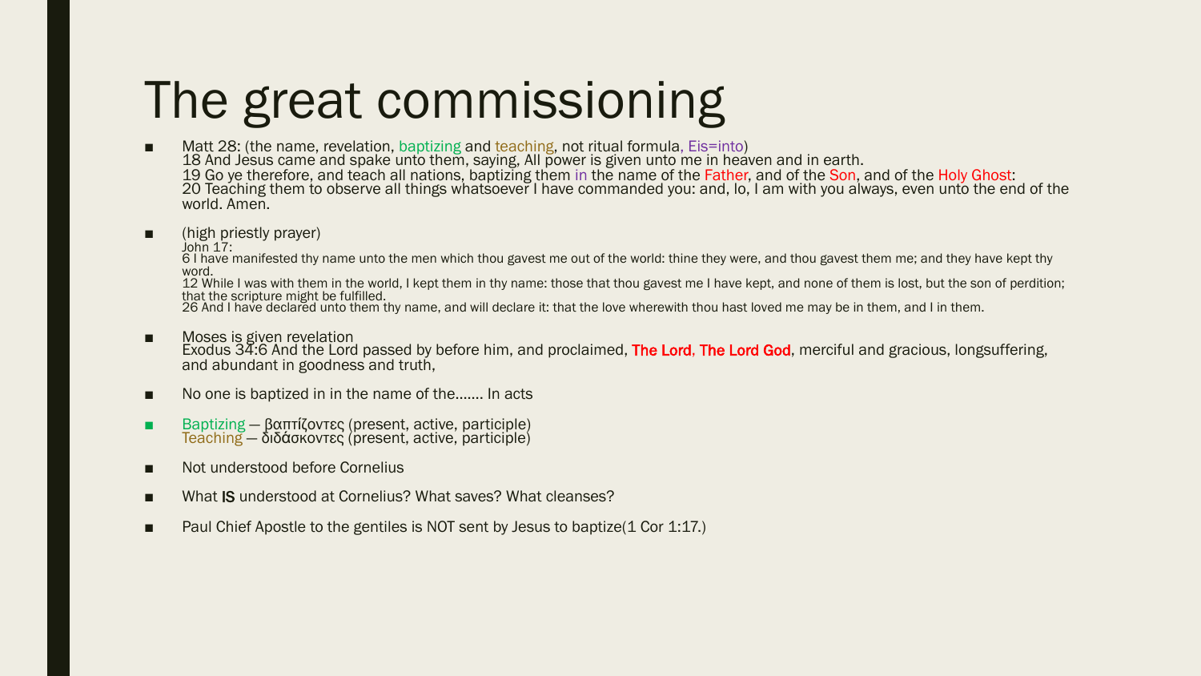# The great commissioning

- Matt 28: (the name, revelation, baptizing and teaching, not ritual formula, Eis=into)
  18 And Jesus came and spake unto them, saying, All power is given unto me in heaven and in earth.
  19 Go ye therefore, and teach all nations, baptizing them in the name of the Father, and of the Son, and of the Holy Ghost:
  20 Teaching them to observe all things whatsoever I have commanded you: and, lo, I am with you always, even unto the end of the world. Amen.

- (high priestly prayer)
  John 17:
  6 I have manifested thy name unto the men which thou gavest me out of the world: thine they were, and thou gavest them me; and they have kept thy word.
  12 While I was with them in the world, I kept them in thy name: those that thou gavest me I have kept, and none of them is lost, but the son of perdition; that the scripture might be fulfilled.
  26 And I have declared unto them thy name, and will declare it: that the love wherewith thou hast loved me may be in them, and I in them.

- Moses is given revelation
  Exodus 34:6 And the Lord passed by before him, and proclaimed, **The Lord, The Lord God**, merciful and gracious, longsuffering, and abundant in goodness and truth,

- No one is baptized in in the name of the……. In acts

- Baptizing – βαπτίζοντες (present, active, participle)
  Teaching – διδάσκοντες (present, active, participle)

- Not understood before Cornelius

- What **IS** understood at Cornelius? What saves? What cleanses?

- Paul Chief Apostle to the gentiles is NOT sent by Jesus to baptize(1 Cor 1:17.)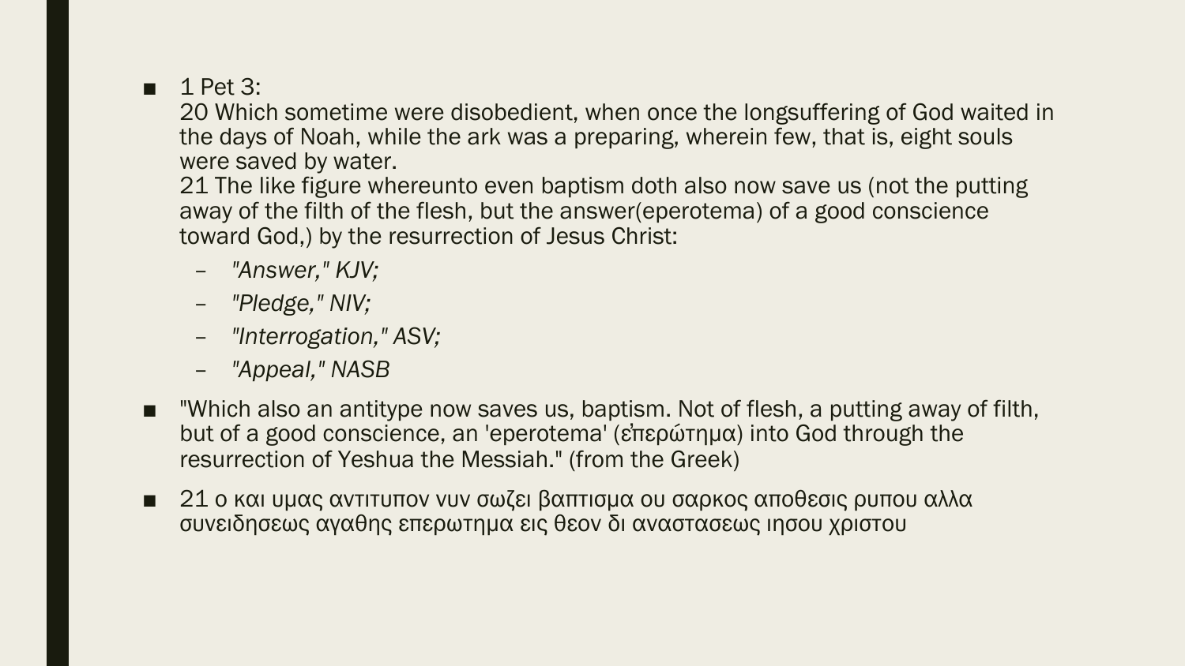- 1 Pet 3:
  20 Which sometime were disobedient, when once the longsuffering of God waited in the days of Noah, while the ark was a preparing, wherein few, that is, eight souls were saved by water.
  21 The like figure whereunto even baptism doth also now save us (not the putting away of the filth of the flesh, but the answer(eperotema) of a good conscience toward God,) by the resurrection of Jesus Christ:
  - *"Answer," KJV;*
  - *"Pledge," NIV;*
  - *"Interrogation," ASV;*
  - *"Appeal," NASB*
- "Which also an antitype now saves us, baptism. Not of flesh, a putting away of filth, but of a good conscience, an 'eperotema' (ἐπερώτημα) into God through the resurrection of Yeshua the Messiah." (from the Greek)
- 21 ο και υμας αντιτυπον νυν σωζει βαπτισμα ου σαρκος αποθεσις ρυπου αλλα συνειδησεως αγαθης επερωτημα εις θεον δι αναστασεως ιησου χριστου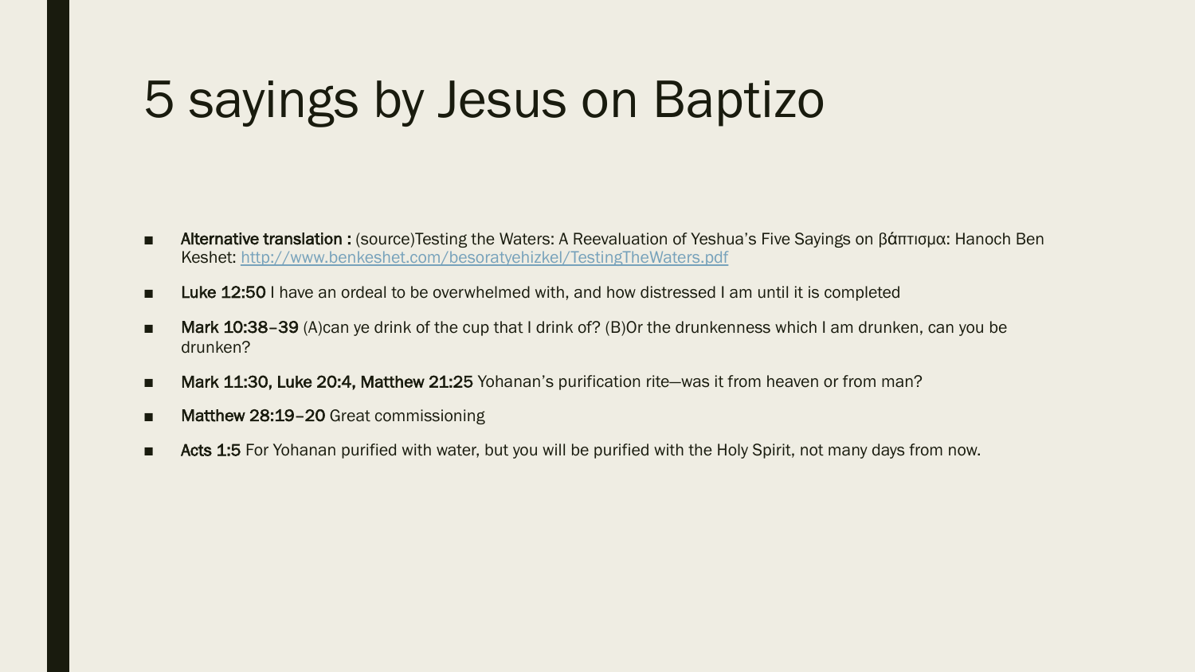# 5 sayings by Jesus on Baptizo

- **Alternative translation :** (source)Testing the Waters: A Reevaluation of Yeshua's Five Sayings on βάπτισμα: Hanoch Ben Keshet: [http://www.benkeshet.com/besoratyehizkel/TestingTheWaters.pdf](http://www.benkeshet.com/besoratyehizkel/TestingTheWaters.pdf)
- **Luke 12:50** I have an ordeal to be overwhelmed with, and how distressed I am until it is completed
- **Mark 10:38–39** (A)can ye drink of the cup that I drink of? (B)Or the drunkenness which I am drunken, can you be drunken?
- **Mark 11:30, Luke 20:4, Matthew 21:25** Yohanan's purification rite—was it from heaven or from man?
- **Matthew 28:19–20** Great commissioning
- **Acts 1:5** For Yohanan purified with water, but you will be purified with the Holy Spirit, not many days from now.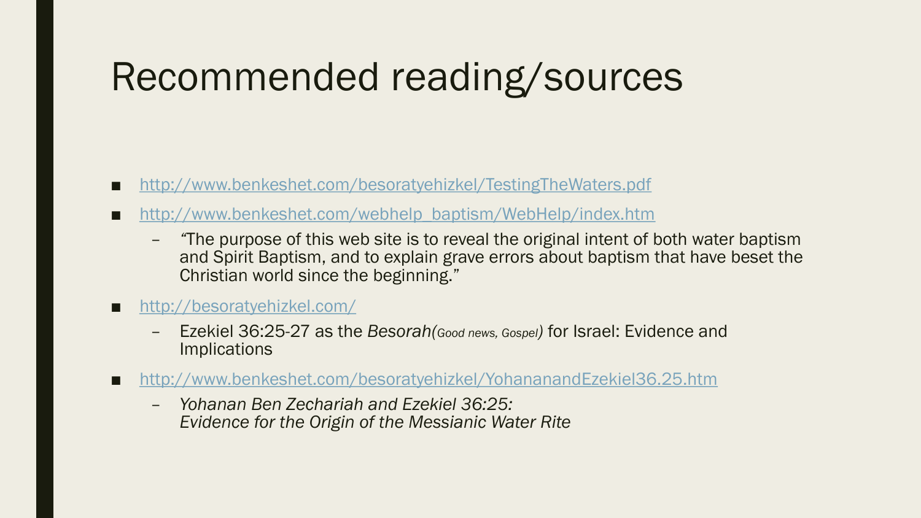# Recommended reading/sources

- http://www.benkeshet.com/besoratyehizkel/TestingTheWaters.pdf
- http://www.benkeshet.com/webhelp_baptism/WebHelp/index.htm
  - "The purpose of this web site is to reveal the original intent of both water baptism and Spirit Baptism, and to explain grave errors about baptism that have beset the Christian world since the beginning."
- http://besoratyehizkel.com/
  - Ezekiel 36:25-27 as the *Besorah(Good news, Gospel)* for Israel: Evidence and Implications
- http://www.benkeshet.com/besoratyehizkel/YohananandEzekiel36.25.htm
  - *Yohanan Ben Zechariah and Ezekiel 36:25: Evidence for the Origin of the Messianic Water Rite*